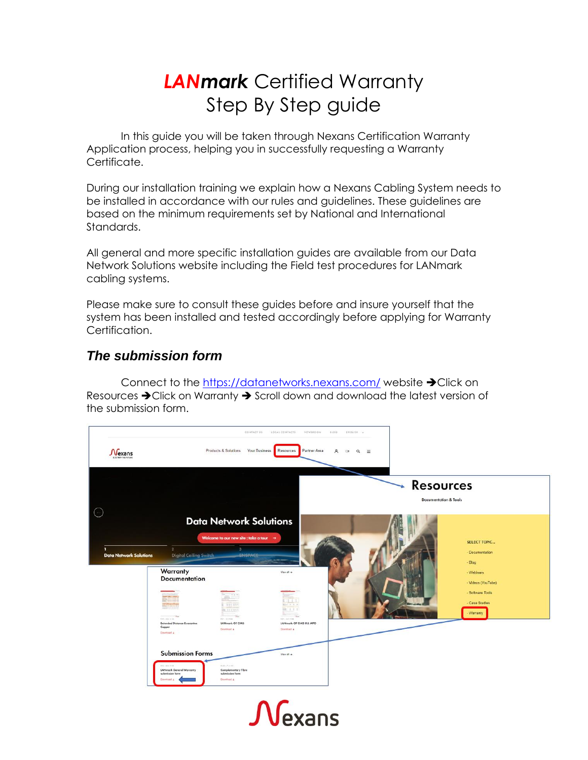# *LANmark* Certified Warranty
# Step By Step guide

In this guide you will be taken through Nexans Certification Warranty Application process, helping you in successfully requesting a Warranty Certificate.

During our installation training we explain how a Nexans Cabling System needs to be installed in accordance with our rules and guidelines. These guidelines are based on the minimum requirements set by National and International Standards.

All general and more specific installation guides are available from our Data Network Solutions website including the Field test procedures for LANmark cabling systems.

Please make sure to consult these guides before and insure yourself that the system has been installed and tested accordingly before applying for Warranty Certification.

## *The submission form*

Connect to the https://datanetworks.nexans.com/ website ➔Click on Resources ➔Click on Warranty ➔ Scroll down and download the latest version of the submission form.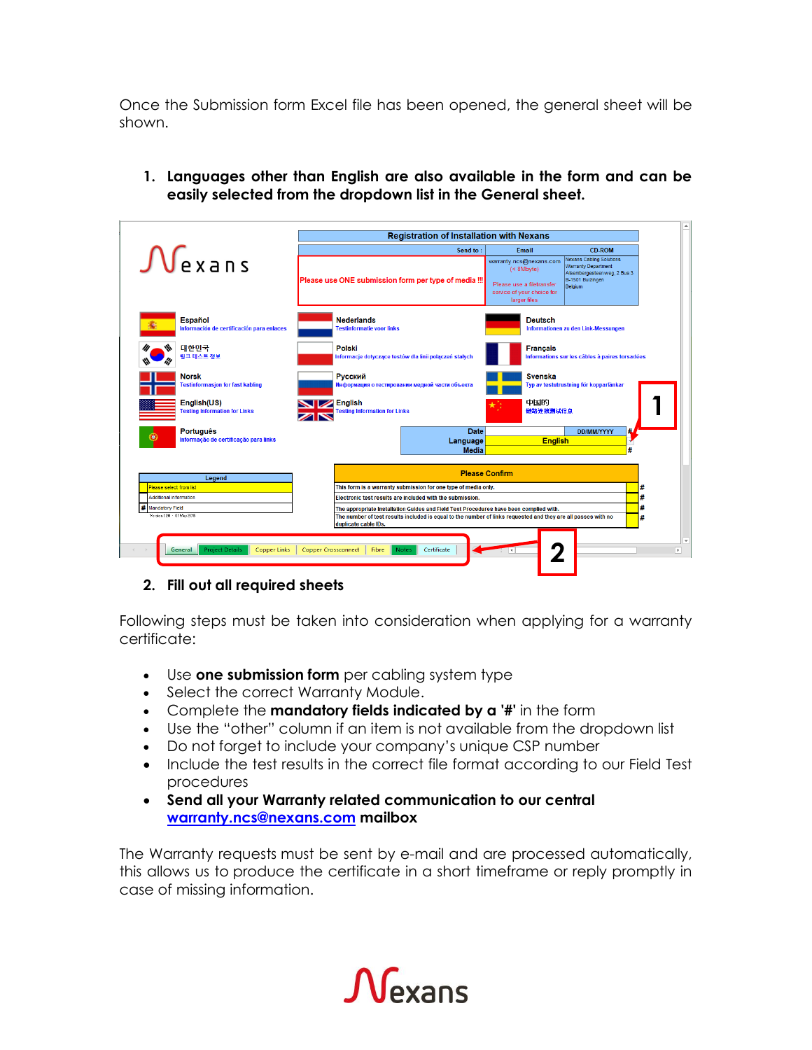Once the Submission form Excel file has been opened, the general sheet will be shown.

1. **Languages other than English are also available in the form and can be easily selected from the dropdown list in the General sheet.**

2. **Fill out all required sheets**

Following steps must be taken into consideration when applying for a warranty certificate:

- Use **one submission form** per cabling system type
- Select the correct Warranty Module.
- Complete the **mandatory fields indicated by a '#'** in the form
- Use the "other" column if an item is not available from the dropdown list
- Do not forget to include your company's unique CSP number
- Include the test results in the correct file format according to our Field Test procedures
- **Send all your Warranty related communication to our central [warranty.ncs@nexans.com](mailto:warranty.ncs@nexans.com) mailbox**

The Warranty requests must be sent by e-mail and are processed automatically, this allows us to produce the certificate in a short timeframe or reply promptly in case of missing information.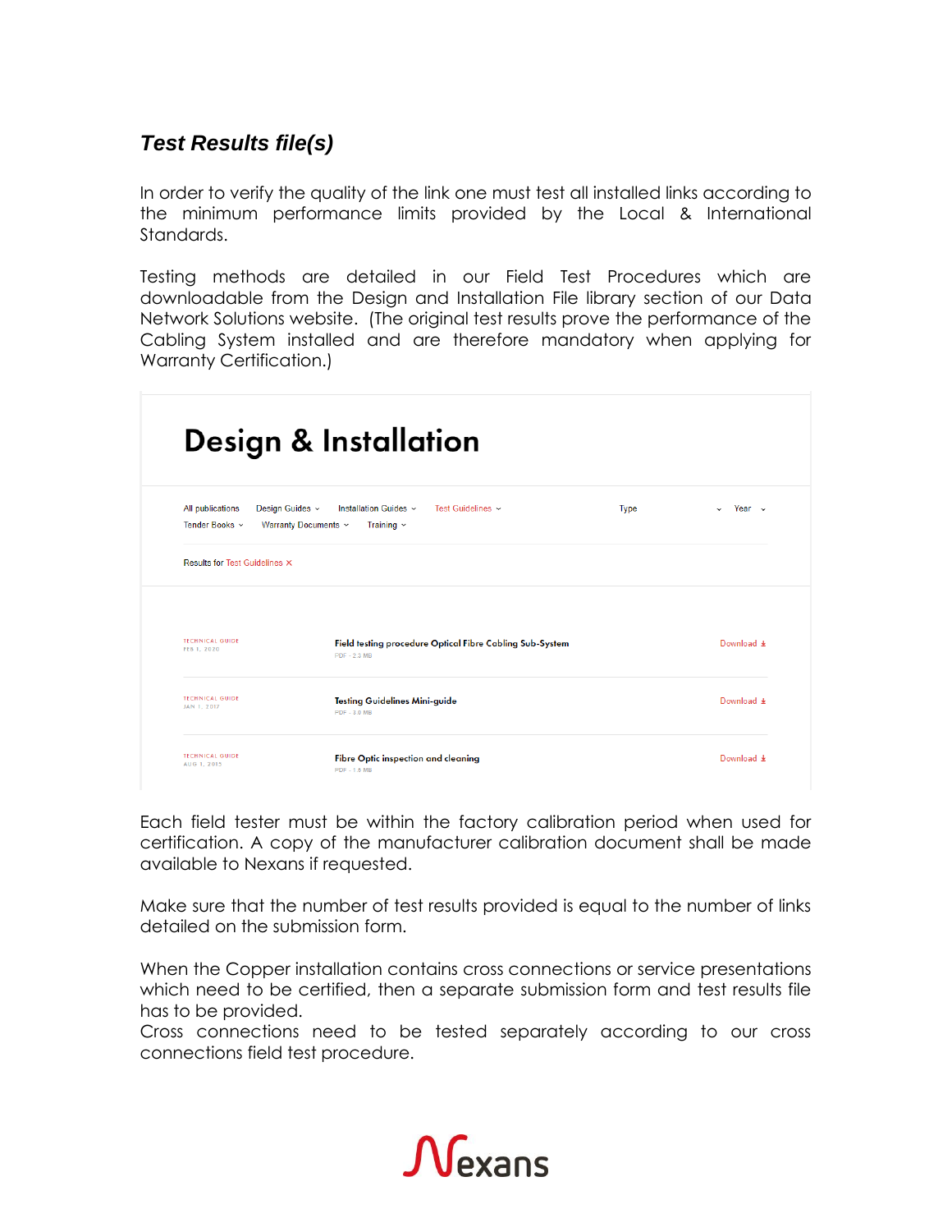### *Test Results file(s)*

In order to verify the quality of the link one must test all installed links according to the minimum performance limits provided by the Local & International Standards.

Testing methods are detailed in our Field Test Procedures which are downloadable from the Design and Installation File library section of our Data Network Solutions website. (The original test results prove the performance of the Cabling System installed and are therefore mandatory when applying for Warranty Certification.)

# Design & Installation

All publications | Design Guides | Installation Guides | Test Guidelines | Type | Year
Tender Books | Warranty Documents | Training

Results for Test Guidelines ×

| | | |
|---|---|---|
| TECHNICAL GUIDE<br>FEB 1, 2020 | **Field testing procedure Optical Fibre Cabling Sub-System**<br>PDF - 2.3 MB | Download |
| TECHNICAL GUIDE<br>JAN 1, 2017 | **Testing Guidelines Mini-guide**<br>PDF - 3.0 MB | Download |
| TECHNICAL GUIDE<br>AUG 1, 2015 | **Fibre Optic inspection and cleaning**<br>PDF - 1.6 MB | Download |

Each field tester must be within the factory calibration period when used for certification. A copy of the manufacturer calibration document shall be made available to Nexans if requested.

Make sure that the number of test results provided is equal to the number of links detailed on the submission form.

When the Copper installation contains cross connections or service presentations which need to be certified, then a separate submission form and test results file has to be provided.
Cross connections need to be tested separately according to our cross connections field test procedure.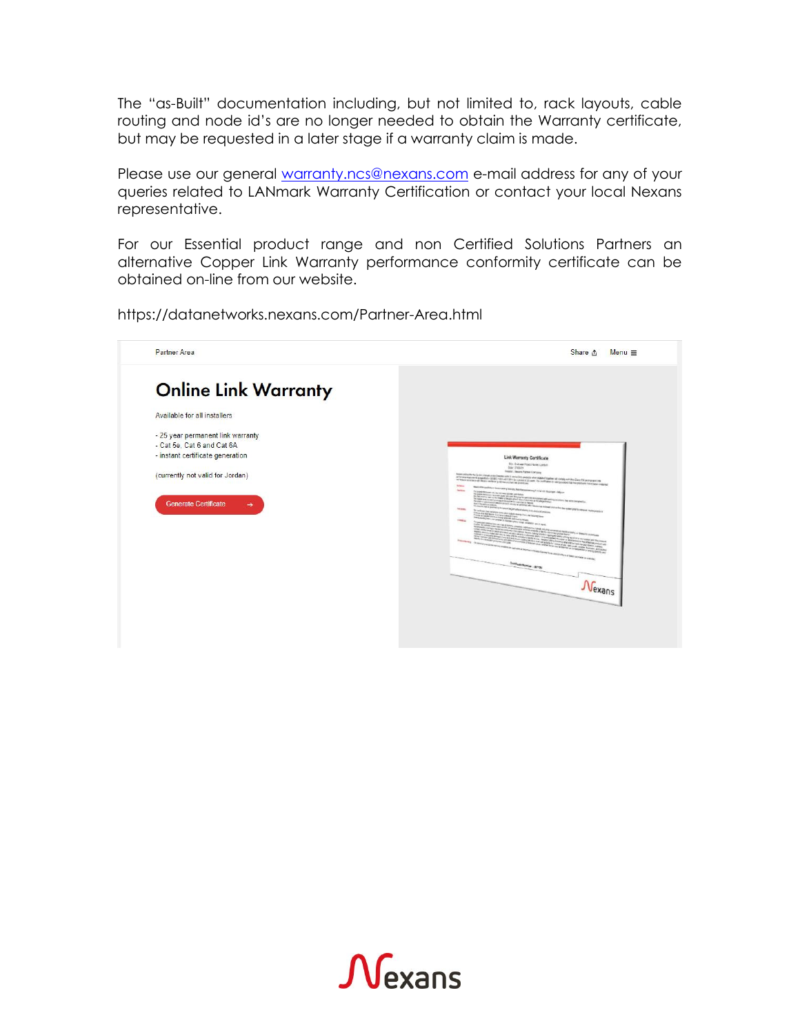The "as-Built" documentation including, but not limited to, rack layouts, cable routing and node id's are no longer needed to obtain the Warranty certificate, but may be requested in a later stage if a warranty claim is made.

Please use our general [warranty.ncs@nexans.com](mailto:warranty.ncs@nexans.com) e-mail address for any of your queries related to LANmark Warranty Certification or contact your local Nexans representative.

For our Essential product range and non Certified Solutions Partners an alternative Copper Link Warranty performance conformity certificate can be obtained on-line from our website.

https://datanetworks.nexans.com/Partner-Area.html

Partner Area

Share

Menu

## Online Link Warranty

Available for all installers

- 25 year permanent link warranty
- Cat 5e, Cat 6 and Cat 6A
- instant certificate generation

(currently not valid for Jordan)

Generate Certificate →